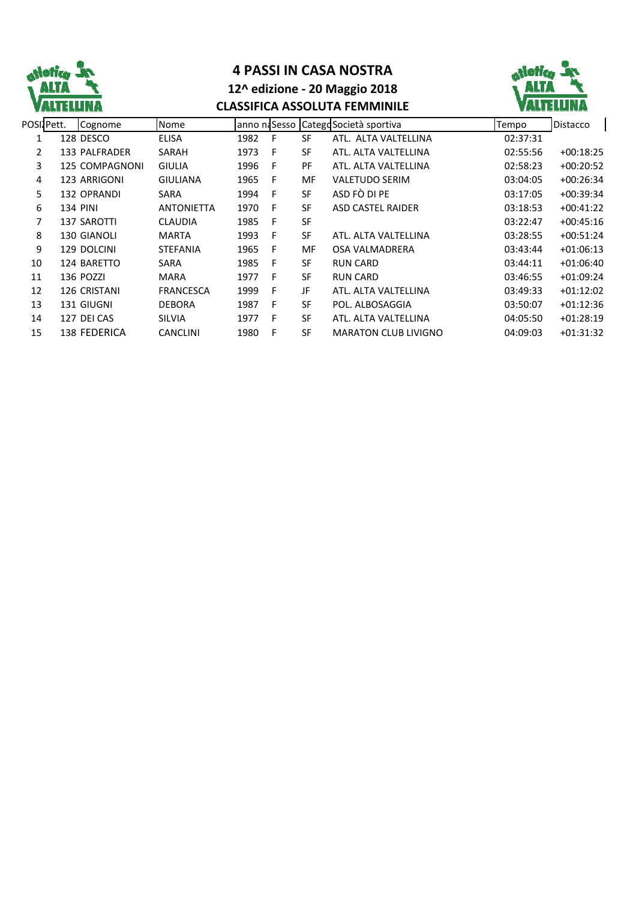# 4 PASSI IN CASA NOSTRA

## 12^ edizione - 20 Maggio 2018

## CLASSIFICA ASSOLUTA FEMMINILE

| POSI | Pett. | Cognome | Nome | anno n | Sesso | Catego | Società sportiva | Tempo | Distacco |
|---|---|---|---|---|---|---|---|---|---|
| 1 | 128 | DESCO | ELISA | 1982 | F | SF | ATL. ALTA VALTELLINA | 02:37:31 | |
| 2 | 133 | PALFRADER | SARAH | 1973 | F | SF | ATL. ALTA VALTELLINA | 02:55:56 | +00:18:25 |
| 3 | 125 | COMPAGNONI | GIULIA | 1996 | F | PF | ATL. ALTA VALTELLINA | 02:58:23 | +00:20:52 |
| 4 | 123 | ARRIGONI | GIULIANA | 1965 | F | MF | VALETUDO SERIM | 03:04:05 | +00:26:34 |
| 5 | 132 | OPRANDI | SARA | 1994 | F | SF | ASD FÒ DI PE | 03:17:05 | +00:39:34 |
| 6 | 134 | PINI | ANTONIETTA | 1970 | F | SF | ASD CASTEL RAIDER | 03:18:53 | +00:41:22 |
| 7 | 137 | SAROTTI | CLAUDIA | 1985 | F | SF | | 03:22:47 | +00:45:16 |
| 8 | 130 | GIANOLI | MARTA | 1993 | F | SF | ATL. ALTA VALTELLINA | 03:28:55 | +00:51:24 |
| 9 | 129 | DOLCINI | STEFANIA | 1965 | F | MF | OSA VALMADRERA | 03:43:44 | +01:06:13 |
| 10 | 124 | BARETTO | SARA | 1985 | F | SF | RUN CARD | 03:44:11 | +01:06:40 |
| 11 | 136 | POZZI | MARA | 1977 | F | SF | RUN CARD | 03:46:55 | +01:09:24 |
| 12 | 126 | CRISTANI | FRANCESCA | 1999 | F | JF | ATL. ALTA VALTELLINA | 03:49:33 | +01:12:02 |
| 13 | 131 | GIUGNI | DEBORA | 1987 | F | SF | POL. ALBOSAGGIA | 03:50:07 | +01:12:36 |
| 14 | 127 | DEI CAS | SILVIA | 1977 | F | SF | ATL. ALTA VALTELLINA | 04:05:50 | +01:28:19 |
| 15 | 138 | FEDERICA | CANCLINI | 1980 | F | SF | MARATON CLUB LIVIGNO | 04:09:03 | +01:31:32 |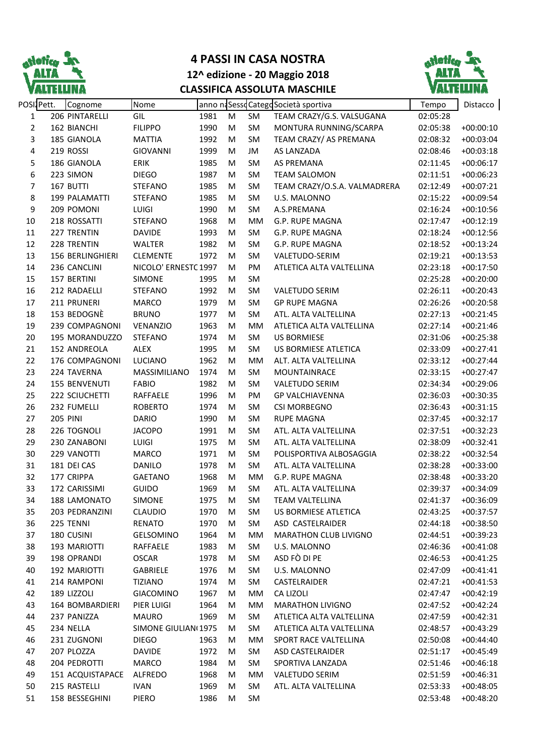# 4 PASSI IN CASA NOSTRA

## 12^ edizione - 20 Maggio 2018

## CLASSIFICA ASSOLUTA MASCHILE

| POSIZ | Pett. | Cognome | Nome | anno nascita | Sesso | Categoria | Società sportiva | Tempo | Distacco |
|---|---|---|---|---|---|---|---|---|---|
| 1 | 206 | PINTARELLI | GIL | 1981 | M | SM | TEAM CRAZY/G.S. VALSUGANA | 02:05:28 | |
| 2 | 162 | BIANCHI | FILIPPO | 1990 | M | SM | MONTURA RUNNING/SCARPA | 02:05:38 | +00:00:10 |
| 3 | 185 | GIANOLA | MATTIA | 1992 | M | SM | TEAM CRAZY/ AS PREMANA | 02:08:32 | +00:03:04 |
| 4 | 219 | ROSSI | GIOVANNI | 1999 | M | JM | AS LANZADA | 02:08:46 | +00:03:18 |
| 5 | 186 | GIANOLA | ERIK | 1985 | M | SM | AS PREMANA | 02:11:45 | +00:06:17 |
| 6 | 223 | SIMON | DIEGO | 1987 | M | SM | TEAM SALOMON | 02:11:51 | +00:06:23 |
| 7 | 167 | BUTTI | STEFANO | 1985 | M | SM | TEAM CRAZY/O.S.A. VALMADRERA | 02:12:49 | +00:07:21 |
| 8 | 199 | PALAMATTI | STEFANO | 1985 | M | SM | U.S. MALONNO | 02:15:22 | +00:09:54 |
| 9 | 209 | POMONI | LUIGI | 1990 | M | SM | A.S.PREMANA | 02:16:24 | +00:10:56 |
| 10 | 218 | ROSSATTI | STEFANO | 1968 | M | MM | G.P. RUPE MAGNA | 02:17:47 | +00:12:19 |
| 11 | 227 | TRENTIN | DAVIDE | 1993 | M | SM | G.P. RUPE MAGNA | 02:18:24 | +00:12:56 |
| 12 | 228 | TRENTIN | WALTER | 1982 | M | SM | G.P. RUPE MAGNA | 02:18:52 | +00:13:24 |
| 13 | 156 | BERLINGHIERI | CLEMENTE | 1972 | M | SM | VALETUDO-SERIM | 02:19:21 | +00:13:53 |
| 14 | 236 | CANCLINI | NICOLO' ERNESTO | 1997 | M | PM | ATLETICA ALTA VALTELLINA | 02:23:18 | +00:17:50 |
| 15 | 157 | BERTINI | SIMONE | 1995 | M | SM | | 02:25:28 | +00:20:00 |
| 16 | 212 | RADAELLI | STEFANO | 1992 | M | SM | VALETUDO SERIM | 02:26:11 | +00:20:43 |
| 17 | 211 | PRUNERI | MARCO | 1979 | M | SM | GP RUPE MAGNA | 02:26:26 | +00:20:58 |
| 18 | 153 | BEDOGNÈ | BRUNO | 1977 | M | SM | ATL. ALTA VALTELLINA | 02:27:13 | +00:21:45 |
| 19 | 239 | COMPAGNONI | VENANZIO | 1963 | M | MM | ATLETICA ALTA VALTELLINA | 02:27:14 | +00:21:46 |
| 20 | 195 | MORANDUZZO | STEFANO | 1974 | M | SM | US BORMIESE | 02:31:06 | +00:25:38 |
| 21 | 152 | ANDREOLA | ALEX | 1995 | M | SM | US BORMIESE ATLETICA | 02:33:09 | +00:27:41 |
| 22 | 176 | COMPAGNONI | LUCIANO | 1962 | M | MM | ALT. ALTA VALTELLINA | 02:33:12 | +00:27:44 |
| 23 | 224 | TAVERNA | MASSIMILIANO | 1974 | M | SM | MOUNTAINRACE | 02:33:15 | +00:27:47 |
| 24 | 155 | BENVENUTI | FABIO | 1982 | M | SM | VALETUDO SERIM | 02:34:34 | +00:29:06 |
| 25 | 222 | SCIUCHETTI | RAFFAELE | 1996 | M | PM | GP VALCHIAVENNA | 02:36:03 | +00:30:35 |
| 26 | 232 | FUMELLI | ROBERTO | 1974 | M | SM | CSI MORBEGNO | 02:36:43 | +00:31:15 |
| 27 | 205 | PINI | DARIO | 1990 | M | SM | RUPE MAGNA | 02:37:45 | +00:32:17 |
| 28 | 226 | TOGNOLI | JACOPO | 1991 | M | SM | ATL. ALTA VALTELLINA | 02:37:51 | +00:32:23 |
| 29 | 230 | ZANABONI | LUIGI | 1975 | M | SM | ATL. ALTA VALTELLINA | 02:38:09 | +00:32:41 |
| 30 | 229 | VANOTTI | MARCO | 1971 | M | SM | POLISPORTIVA ALBOSAGGIA | 02:38:22 | +00:32:54 |
| 31 | 181 | DEI CAS | DANILO | 1978 | M | SM | ATL. ALTA VALTELLINA | 02:38:28 | +00:33:00 |
| 32 | 177 | CRIPPA | GAETANO | 1968 | M | MM | G.P. RUPE MAGNA | 02:38:48 | +00:33:20 |
| 33 | 172 | CARISSIMI | GUIDO | 1969 | M | SM | ATL. ALTA VALTELLINA | 02:39:37 | +00:34:09 |
| 34 | 188 | LAMONATO | SIMONE | 1975 | M | SM | TEAM VALTELLINA | 02:41:37 | +00:36:09 |
| 35 | 203 | PEDRANZINI | CLAUDIO | 1970 | M | SM | US BORMIESE ATLETICA | 02:43:25 | +00:37:57 |
| 36 | 225 | TENNI | RENATO | 1970 | M | SM | ASD CASTELRAIDER | 02:44:18 | +00:38:50 |
| 37 | 180 | CUSINI | GELSOMINO | 1964 | M | MM | MARATHON CLUB LIVIGNO | 02:44:51 | +00:39:23 |
| 38 | 193 | MARIOTTI | RAFFAELE | 1983 | M | SM | U.S. MALONNO | 02:46:36 | +00:41:08 |
| 39 | 198 | OPRANDI | OSCAR | 1978 | M | SM | ASD FÒ DI PE | 02:46:53 | +00:41:25 |
| 40 | 192 | MARIOTTI | GABRIELE | 1976 | M | SM | U.S. MALONNO | 02:47:09 | +00:41:41 |
| 41 | 214 | RAMPONI | TIZIANO | 1974 | M | SM | CASTELRAIDER | 02:47:21 | +00:41:53 |
| 42 | 189 | LIZZOLI | GIACOMINO | 1967 | M | MM | CA LIZOLI | 02:47:47 | +00:42:19 |
| 43 | 164 | BOMBARDIERI | PIER LUIGI | 1964 | M | MM | MARATHON LIVIGNO | 02:47:52 | +00:42:24 |
| 44 | 237 | PANIZZA | MAURO | 1969 | M | SM | ATLETICA ALTA VALTELLINA | 02:47:59 | +00:42:31 |
| 45 | 234 | NELLA | SIMONE GIULIANO | 1975 | M | SM | ATLETICA ALTA VALTELLINA | 02:48:57 | +00:43:29 |
| 46 | 231 | ZUGNONI | DIEGO | 1963 | M | MM | SPORT RACE VALTELLINA | 02:50:08 | +00:44:40 |
| 47 | 207 | PLOZZA | DAVIDE | 1972 | M | SM | ASD CASTELRAIDER | 02:51:17 | +00:45:49 |
| 48 | 204 | PEDROTTI | MARCO | 1984 | M | SM | SPORTIVA LANZADA | 02:51:46 | +00:46:18 |
| 49 | 151 | ACQUISTAPACE | ALFREDO | 1968 | M | MM | VALETUDO SERIM | 02:51:59 | +00:46:31 |
| 50 | 215 | RASTELLI | IVAN | 1969 | M | SM | ATL. ALTA VALTELLINA | 02:53:33 | +00:48:05 |
| 51 | 158 | BESSEGHINI | PIERO | 1986 | M | SM | | 02:53:48 | +00:48:20 |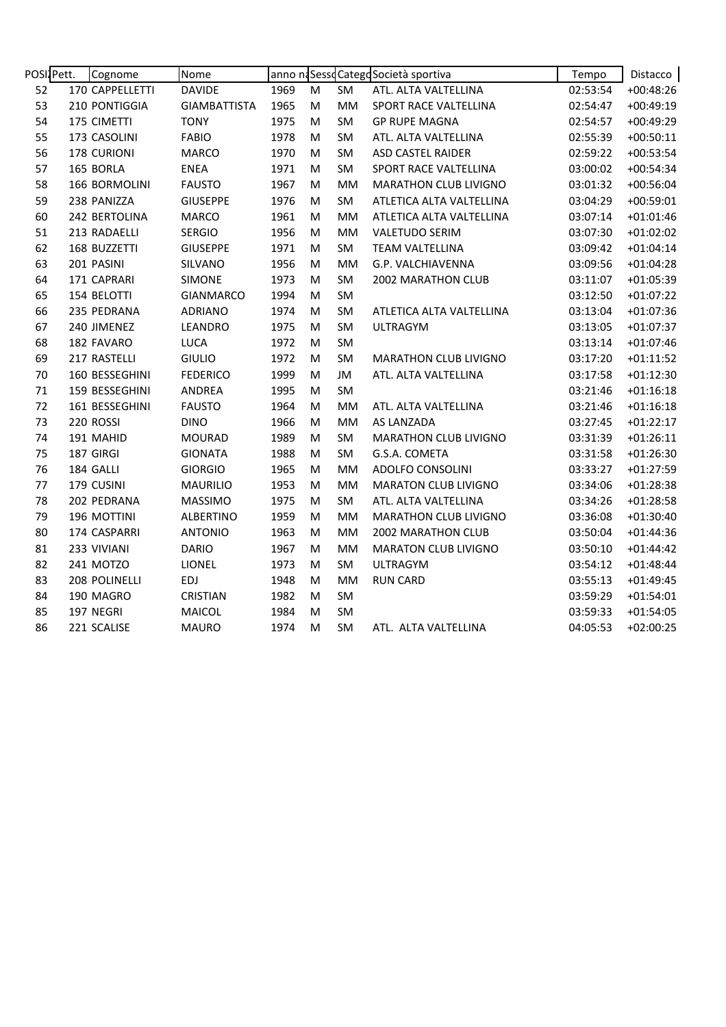| POSI | Pett. | Cognome | Nome | anno na | Sesso | Catego | Società sportiva | Tempo | Distacco |
|---|---|---|---|---|---|---|---|---|---|
| 52 | 170 | CAPPELLETTI | DAVIDE | 1969 | M | SM | ATL. ALTA VALTELLINA | 02:53:54 | +00:48:26 |
| 53 | 210 | PONTIGGIA | GIAMBATTISTA | 1965 | M | MM | SPORT RACE VALTELLINA | 02:54:47 | +00:49:19 |
| 54 | 175 | CIMETTI | TONY | 1975 | M | SM | GP RUPE MAGNA | 02:54:57 | +00:49:29 |
| 55 | 173 | CASOLINI | FABIO | 1978 | M | SM | ATL. ALTA VALTELLINA | 02:55:39 | +00:50:11 |
| 56 | 178 | CURIONI | MARCO | 1970 | M | SM | ASD CASTEL RAIDER | 02:59:22 | +00:53:54 |
| 57 | 165 | BORLA | ENEA | 1971 | M | SM | SPORT RACE VALTELLINA | 03:00:02 | +00:54:34 |
| 58 | 166 | BORMOLINI | FAUSTO | 1967 | M | MM | MARATHON CLUB LIVIGNO | 03:01:32 | +00:56:04 |
| 59 | 238 | PANIZZA | GIUSEPPE | 1976 | M | SM | ATLETICA ALTA VALTELLINA | 03:04:29 | +00:59:01 |
| 60 | 242 | BERTOLINA | MARCO | 1961 | M | MM | ATLETICA ALTA VALTELLINA | 03:07:14 | +01:01:46 |
| 51 | 213 | RADAELLI | SERGIO | 1956 | M | MM | VALETUDO SERIM | 03:07:30 | +01:02:02 |
| 62 | 168 | BUZZETTI | GIUSEPPE | 1971 | M | SM | TEAM VALTELLINA | 03:09:42 | +01:04:14 |
| 63 | 201 | PASINI | SILVANO | 1956 | M | MM | G.P. VALCHIAVENNA | 03:09:56 | +01:04:28 |
| 64 | 171 | CAPRARI | SIMONE | 1973 | M | SM | 2002 MARATHON CLUB | 03:11:07 | +01:05:39 |
| 65 | 154 | BELOTTI | GIANMARCO | 1994 | M | SM | | 03:12:50 | +01:07:22 |
| 66 | 235 | PEDRANA | ADRIANO | 1974 | M | SM | ATLETICA ALTA VALTELLINA | 03:13:04 | +01:07:36 |
| 67 | 240 | JIMENEZ | LEANDRO | 1975 | M | SM | ULTRAGYM | 03:13:05 | +01:07:37 |
| 68 | 182 | FAVARO | LUCA | 1972 | M | SM | | 03:13:14 | +01:07:46 |
| 69 | 217 | RASTELLI | GIULIO | 1972 | M | SM | MARATHON CLUB LIVIGNO | 03:17:20 | +01:11:52 |
| 70 | 160 | BESSEGHINI | FEDERICO | 1999 | M | JM | ATL. ALTA VALTELLINA | 03:17:58 | +01:12:30 |
| 71 | 159 | BESSEGHINI | ANDREA | 1995 | M | SM | | 03:21:46 | +01:16:18 |
| 72 | 161 | BESSEGHINI | FAUSTO | 1964 | M | MM | ATL. ALTA VALTELLINA | 03:21:46 | +01:16:18 |
| 73 | 220 | ROSSI | DINO | 1966 | M | MM | AS LANZADA | 03:27:45 | +01:22:17 |
| 74 | 191 | MAHID | MOURAD | 1989 | M | SM | MARATHON CLUB LIVIGNO | 03:31:39 | +01:26:11 |
| 75 | 187 | GIRGI | GIONATA | 1988 | M | SM | G.S.A. COMETA | 03:31:58 | +01:26:30 |
| 76 | 184 | GALLI | GIORGIO | 1965 | M | MM | ADOLFO CONSOLINI | 03:33:27 | +01:27:59 |
| 77 | 179 | CUSINI | MAURILIO | 1953 | M | MM | MARATON CLUB LIVIGNO | 03:34:06 | +01:28:38 |
| 78 | 202 | PEDRANA | MASSIMO | 1975 | M | SM | ATL. ALTA VALTELLINA | 03:34:26 | +01:28:58 |
| 79 | 196 | MOTTINI | ALBERTINO | 1959 | M | MM | MARATHON CLUB LIVIGNO | 03:36:08 | +01:30:40 |
| 80 | 174 | CASPARRI | ANTONIO | 1963 | M | MM | 2002 MARATHON CLUB | 03:50:04 | +01:44:36 |
| 81 | 233 | VIVIANI | DARIO | 1967 | M | MM | MARATON CLUB LIVIGNO | 03:50:10 | +01:44:42 |
| 82 | 241 | MOTZO | LIONEL | 1973 | M | SM | ULTRAGYM | 03:54:12 | +01:48:44 |
| 83 | 208 | POLINELLI | EDJ | 1948 | M | MM | RUN CARD | 03:55:13 | +01:49:45 |
| 84 | 190 | MAGRO | CRISTIAN | 1982 | M | SM | | 03:59:29 | +01:54:01 |
| 85 | 197 | NEGRI | MAICOL | 1984 | M | SM | | 03:59:33 | +01:54:05 |
| 86 | 221 | SCALISE | MAURO | 1974 | M | SM | ATL.  ALTA VALTELLINA | 04:05:53 | +02:00:25 |